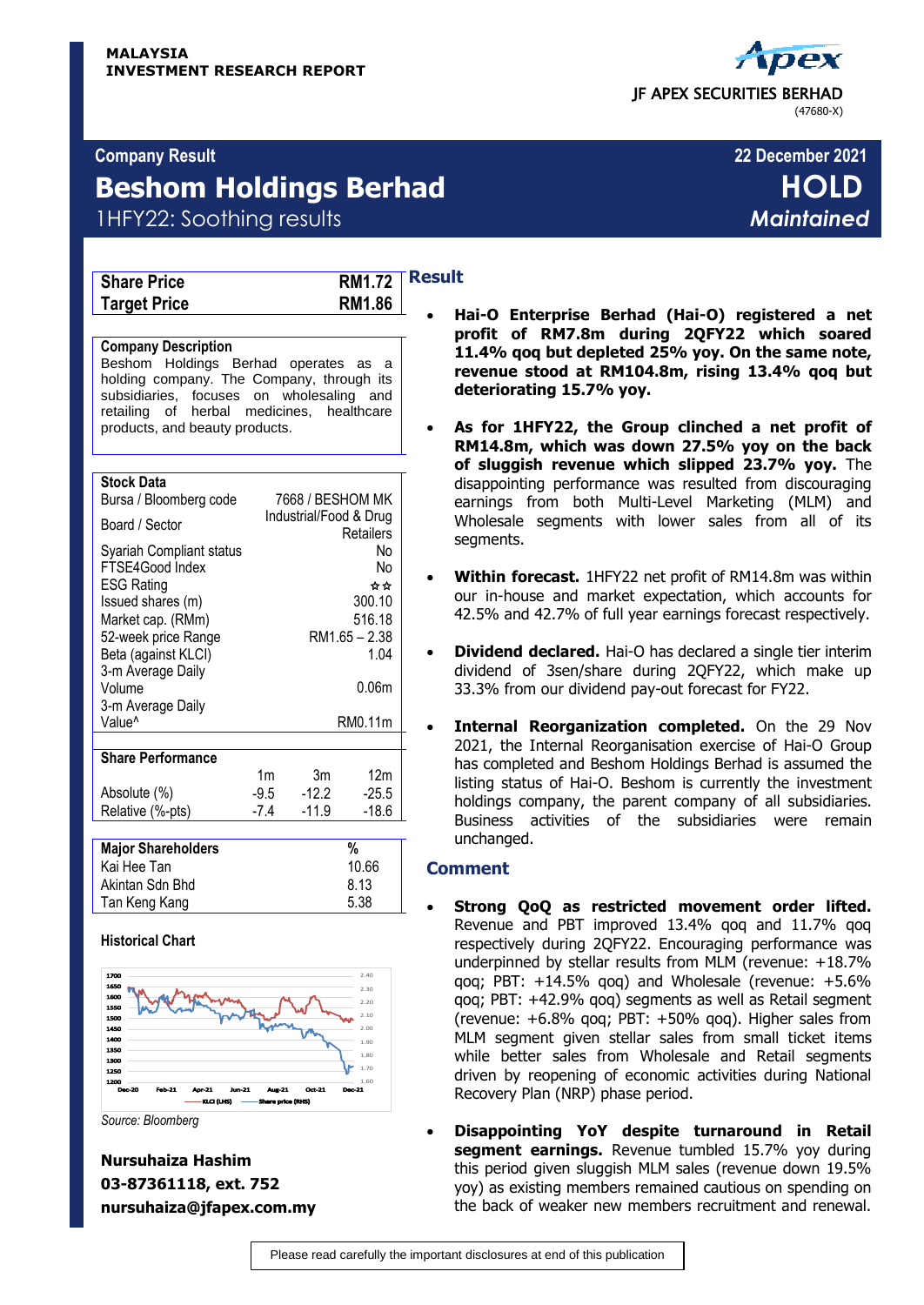MALAYSIA
INVESTMENT RESEARCH REPORT

JF APEX SECURITIES BERHAD
(47680-X)

**Company Result** — **22 December 2021**

# Beshom Holdings Berhad

**HOLD**
*Maintained*

## 1HFY22: Soothing results

| | |
|---|---|
| **Share Price** | **RM1.72** |
| **Target Price** | **RM1.86** |

**Company Description**
Beshom Holdings Berhad operates as a holding company. The Company, through its subsidiaries, focuses on wholesaling and retailing of herbal medicines, healthcare products, and beauty products.

| **Stock Data** | |
|---|---|
| Bursa / Bloomberg code | 7668 / BESHOM MK |
| Board / Sector | Industrial/Food & Drug Retailers |
| Syariah Compliant status | No |
| FTSE4Good Index | No |
| ESG Rating | ☆☆ |
| Issued shares (m) | 300.10 |
| Market cap. (RMm) | 516.18 |
| 52-week price Range | RM1.65 – 2.38 |
| Beta (against KLCI) | 1.04 |
| 3-m Average Daily Volume | 0.06m |
| 3-m Average Daily Value^ | RM0.11m |

| **Share Performance** | 1m | 3m | 12m |
|---|---|---|---|
| Absolute (%) | -9.5 | -12.2 | -25.5 |
| Relative (%-pts) | -7.4 | -11.9 | -18.6 |

| **Major Shareholders** | **%** |
|---|---|
| Kai Hee Tan | 10.66 |
| Akintan Sdn Bhd | 8.13 |
| Tan Keng Kang | 5.38 |

**Historical Chart**

1700
1650
1600
1550
1500
1450
1400
1350
1300
1250
1200
2.40
2.30
2.20
2.10
2.00
1.90
1.80
1.70
1.60
Dec-20 Feb-21 Apr-21 Jun-21 Aug-21 Oct-21 Dec-21
KLCI (LHS) Share price (RHS)

*Source: Bloomberg*

**Nursuhaiza Hashim**
**03-87361118, ext. 752**
**nursuhaiza@jfapex.com.my**

## Result

- **Hai-O Enterprise Berhad (Hai-O) registered a net profit of RM7.8m during 2QFY22 which soared 11.4% qoq but depleted 25% yoy. On the same note, revenue stood at RM104.8m, rising 13.4% qoq but deteriorating 15.7% yoy.**

- **As for 1HFY22, the Group clinched a net profit of RM14.8m, which was down 27.5% yoy on the back of sluggish revenue which slipped 23.7% yoy.** The disappointing performance was resulted from discouraging earnings from both Multi-Level Marketing (MLM) and Wholesale segments with lower sales from all of its segments.

- **Within forecast.** 1HFY22 net profit of RM14.8m was within our in-house and market expectation, which accounts for 42.5% and 42.7% of full year earnings forecast respectively.

- **Dividend declared.** Hai-O has declared a single tier interim dividend of 3sen/share during 2QFY22, which make up 33.3% from our dividend pay-out forecast for FY22.

- **Internal Reorganization completed.** On the 29 Nov 2021, the Internal Reorganisation exercise of Hai-O Group has completed and Beshom Holdings Berhad is assumed the listing status of Hai-O. Beshom is currently the investment holdings company, the parent company of all subsidiaries. Business activities of the subsidiaries were remain unchanged.

## Comment

- **Strong QoQ as restricted movement order lifted.** Revenue and PBT improved 13.4% qoq and 11.7% qoq respectively during 2QFY22. Encouraging performance was underpinned by stellar results from MLM (revenue: +18.7% qoq; PBT: +14.5% qoq) and Wholesale (revenue: +5.6% qoq; PBT: +42.9% qoq) segments as well as Retail segment (revenue: +6.8% qoq; PBT: +50% qoq). Higher sales from MLM segment given stellar sales from small ticket items while better sales from Wholesale and Retail segments driven by reopening of economic activities during National Recovery Plan (NRP) phase period.

- **Disappointing YoY despite turnaround in Retail segment earnings.** Revenue tumbled 15.7% yoy during this period given sluggish MLM sales (revenue down 19.5% yoy) as existing members remained cautious on spending on the back of weaker new members recruitment and renewal.

Please read carefully the important disclosures at end of this publication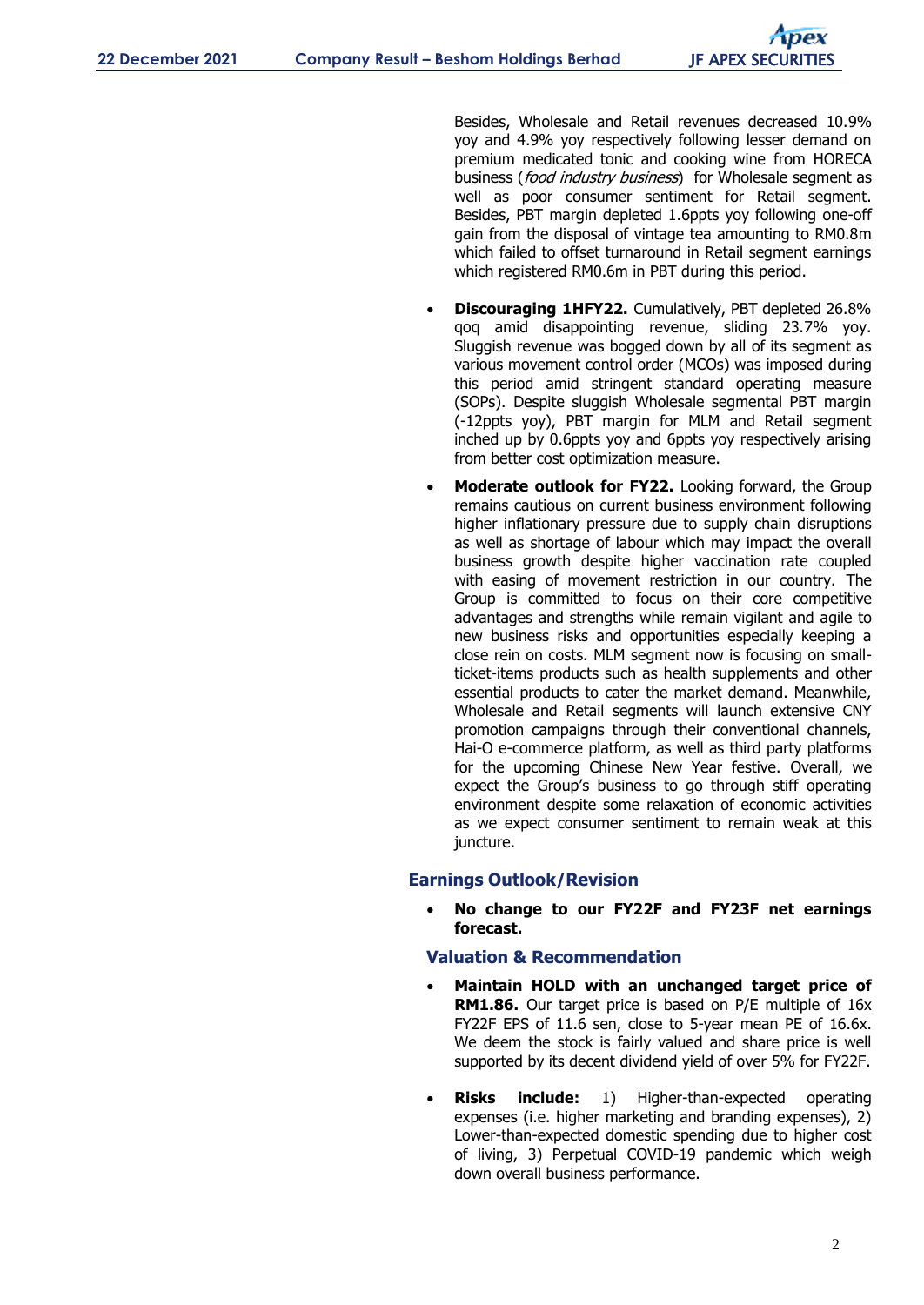Besides, Wholesale and Retail revenues decreased 10.9% yoy and 4.9% yoy respectively following lesser demand on premium medicated tonic and cooking wine from HORECA business (*food industry business*) for Wholesale segment as well as poor consumer sentiment for Retail segment. Besides, PBT margin depleted 1.6ppts yoy following one-off gain from the disposal of vintage tea amounting to RM0.8m which failed to offset turnaround in Retail segment earnings which registered RM0.6m in PBT during this period.

- **Discouraging 1HFY22.** Cumulatively, PBT depleted 26.8% qoq amid disappointing revenue, sliding 23.7% yoy. Sluggish revenue was bogged down by all of its segment as various movement control order (MCOs) was imposed during this period amid stringent standard operating measure (SOPs). Despite sluggish Wholesale segmental PBT margin (-12ppts yoy), PBT margin for MLM and Retail segment inched up by 0.6ppts yoy and 6ppts yoy respectively arising from better cost optimization measure.

- **Moderate outlook for FY22.** Looking forward, the Group remains cautious on current business environment following higher inflationary pressure due to supply chain disruptions as well as shortage of labour which may impact the overall business growth despite higher vaccination rate coupled with easing of movement restriction in our country. The Group is committed to focus on their core competitive advantages and strengths while remain vigilant and agile to new business risks and opportunities especially keeping a close rein on costs. MLM segment now is focusing on small-ticket-items products such as health supplements and other essential products to cater the market demand. Meanwhile, Wholesale and Retail segments will launch extensive CNY promotion campaigns through their conventional channels, Hai-O e-commerce platform, as well as third party platforms for the upcoming Chinese New Year festive. Overall, we expect the Group's business to go through stiff operating environment despite some relaxation of economic activities as we expect consumer sentiment to remain weak at this juncture.

## Earnings Outlook/Revision

- **No change to our FY22F and FY23F net earnings forecast.**

## Valuation & Recommendation

- **Maintain HOLD with an unchanged target price of RM1.86.** Our target price is based on P/E multiple of 16x FY22F EPS of 11.6 sen, close to 5-year mean PE of 16.6x. We deem the stock is fairly valued and share price is well supported by its decent dividend yield of over 5% for FY22F.

- **Risks include:** 1) Higher-than-expected operating expenses (i.e. higher marketing and branding expenses), 2) Lower-than-expected domestic spending due to higher cost of living, 3) Perpetual COVID-19 pandemic which weigh down overall business performance.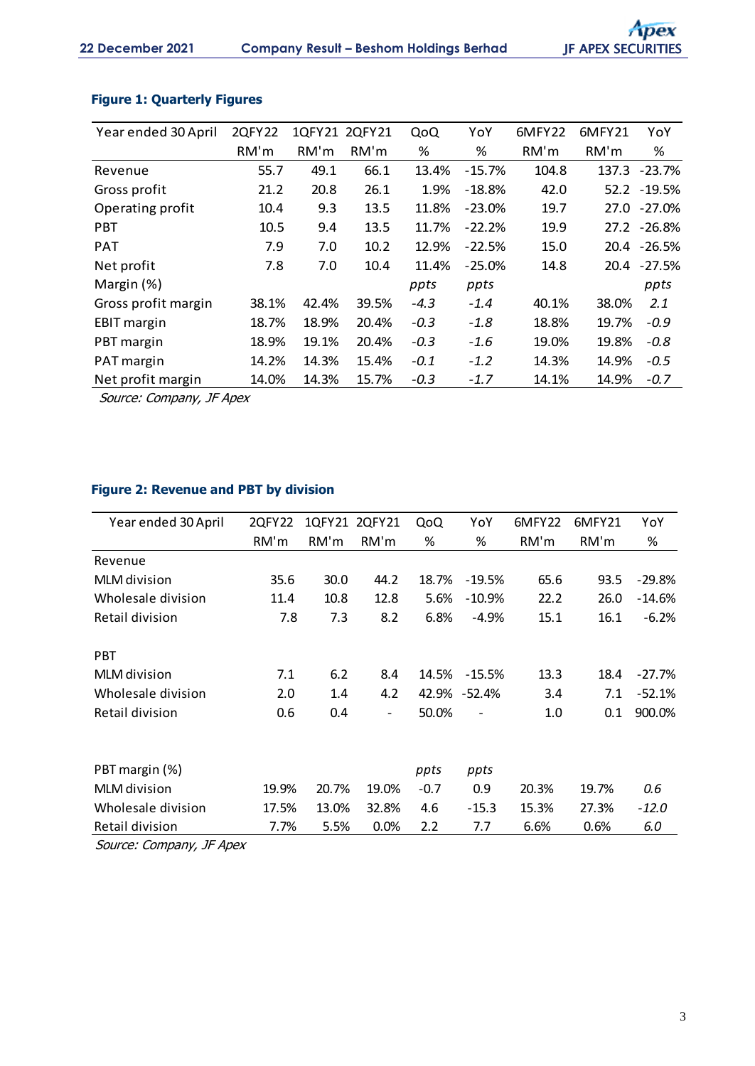**Figure 1: Quarterly Figures**

| Year ended 30 April | 2QFY22 | 1QFY21 | 2QFY21 | QoQ | YoY | 6MFY22 | 6MFY21 | YoY |
|---|---|---|---|---|---|---|---|---|
| | RM'm | RM'm | RM'm | % | % | RM'm | RM'm | % |
| Revenue | 55.7 | 49.1 | 66.1 | 13.4% | -15.7% | 104.8 | 137.3 | -23.7% |
| Gross profit | 21.2 | 20.8 | 26.1 | 1.9% | -18.8% | 42.0 | 52.2 | -19.5% |
| Operating profit | 10.4 | 9.3 | 13.5 | 11.8% | -23.0% | 19.7 | 27.0 | -27.0% |
| PBT | 10.5 | 9.4 | 13.5 | 11.7% | -22.2% | 19.9 | 27.2 | -26.8% |
| PAT | 7.9 | 7.0 | 10.2 | 12.9% | -22.5% | 15.0 | 20.4 | -26.5% |
| Net profit | 7.8 | 7.0 | 10.4 | 11.4% | -25.0% | 14.8 | 20.4 | -27.5% |
| Margin (%) | | | | *ppts* | *ppts* | | | *ppts* |
| Gross profit margin | 38.1% | 42.4% | 39.5% | *-4.3* | *-1.4* | 40.1% | 38.0% | *2.1* |
| EBIT margin | 18.7% | 18.9% | 20.4% | *-0.3* | *-1.8* | 18.8% | 19.7% | *-0.9* |
| PBT margin | 18.9% | 19.1% | 20.4% | *-0.3* | *-1.6* | 19.0% | 19.8% | *-0.8* |
| PAT margin | 14.2% | 14.3% | 15.4% | *-0.1* | *-1.2* | 14.3% | 14.9% | *-0.5* |
| Net profit margin | 14.0% | 14.3% | 15.7% | *-0.3* | *-1.7* | 14.1% | 14.9% | *-0.7* |

*Source: Company, JF Apex*

**Figure 2: Revenue and PBT by division**

| Year ended 30 April | 2QFY22 | 1QFY21 | 2QFY21 | QoQ | YoY | 6MFY22 | 6MFY21 | YoY |
|---|---|---|---|---|---|---|---|---|
| | RM'm | RM'm | RM'm | % | % | RM'm | RM'm | % |
| Revenue | | | | | | | | |
| MLM division | 35.6 | 30.0 | 44.2 | 18.7% | -19.5% | 65.6 | 93.5 | -29.8% |
| Wholesale division | 11.4 | 10.8 | 12.8 | 5.6% | -10.9% | 22.2 | 26.0 | -14.6% |
| Retail division | 7.8 | 7.3 | 8.2 | 6.8% | -4.9% | 15.1 | 16.1 | -6.2% |
| | | | | | | | | |
| PBT | | | | | | | | |
| MLM division | 7.1 | 6.2 | 8.4 | 14.5% | -15.5% | 13.3 | 18.4 | -27.7% |
| Wholesale division | 2.0 | 1.4 | 4.2 | 42.9% | -52.4% | 3.4 | 7.1 | -52.1% |
| Retail division | 0.6 | 0.4 | - | 50.0% | - | 1.0 | 0.1 | 900.0% |
| | | | | | | | | |
| PBT margin (%) | | | | *ppts* | *ppts* | | | |
| MLM division | 19.9% | 20.7% | 19.0% | -0.7 | 0.9 | 20.3% | 19.7% | *0.6* |
| Wholesale division | 17.5% | 13.0% | 32.8% | 4.6 | -15.3 | 15.3% | 27.3% | *-12.0* |
| Retail division | 7.7% | 5.5% | 0.0% | 2.2 | 7.7 | 6.6% | 0.6% | *6.0* |

*Source: Company, JF Apex*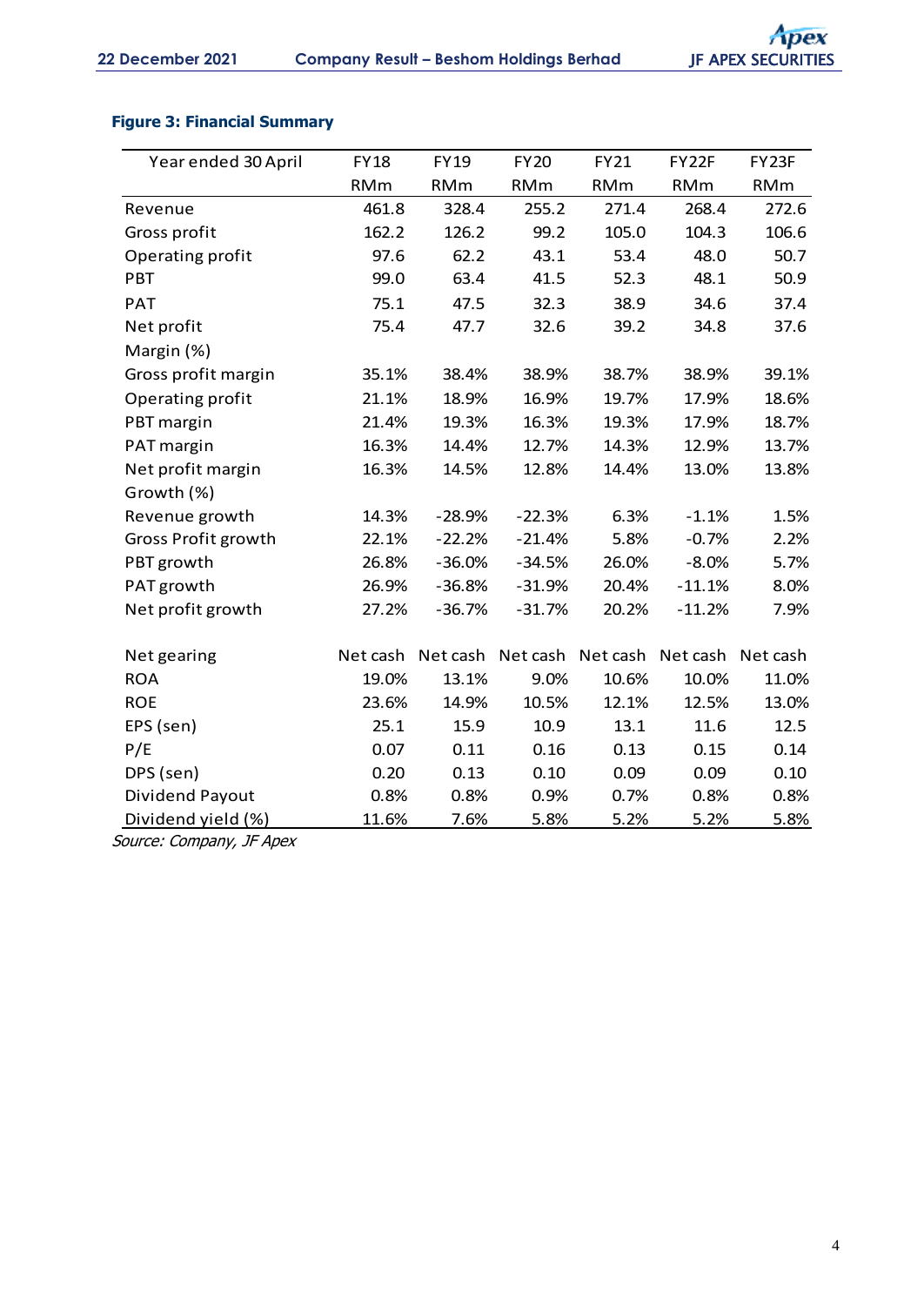**Figure 3: Financial Summary**

| Year ended 30 April | FY18 | FY19 | FY20 | FY21 | FY22F | FY23F |
|---|---|---|---|---|---|---|
| | RMm | RMm | RMm | RMm | RMm | RMm |
| Revenue | 461.8 | 328.4 | 255.2 | 271.4 | 268.4 | 272.6 |
| Gross profit | 162.2 | 126.2 | 99.2 | 105.0 | 104.3 | 106.6 |
| Operating profit | 97.6 | 62.2 | 43.1 | 53.4 | 48.0 | 50.7 |
| PBT | 99.0 | 63.4 | 41.5 | 52.3 | 48.1 | 50.9 |
| PAT | 75.1 | 47.5 | 32.3 | 38.9 | 34.6 | 37.4 |
| Net profit | 75.4 | 47.7 | 32.6 | 39.2 | 34.8 | 37.6 |
| Margin (%) | | | | | | |
| Gross profit margin | 35.1% | 38.4% | 38.9% | 38.7% | 38.9% | 39.1% |
| Operating profit | 21.1% | 18.9% | 16.9% | 19.7% | 17.9% | 18.6% |
| PBT margin | 21.4% | 19.3% | 16.3% | 19.3% | 17.9% | 18.7% |
| PAT margin | 16.3% | 14.4% | 12.7% | 14.3% | 12.9% | 13.7% |
| Net profit margin | 16.3% | 14.5% | 12.8% | 14.4% | 13.0% | 13.8% |
| Growth (%) | | | | | | |
| Revenue growth | 14.3% | -28.9% | -22.3% | 6.3% | -1.1% | 1.5% |
| Gross Profit growth | 22.1% | -22.2% | -21.4% | 5.8% | -0.7% | 2.2% |
| PBT growth | 26.8% | -36.0% | -34.5% | 26.0% | -8.0% | 5.7% |
| PAT growth | 26.9% | -36.8% | -31.9% | 20.4% | -11.1% | 8.0% |
| Net profit growth | 27.2% | -36.7% | -31.7% | 20.2% | -11.2% | 7.9% |
| | | | | | | |
| Net gearing | Net cash | Net cash | Net cash | Net cash | Net cash | Net cash |
| ROA | 19.0% | 13.1% | 9.0% | 10.6% | 10.0% | 11.0% |
| ROE | 23.6% | 14.9% | 10.5% | 12.1% | 12.5% | 13.0% |
| EPS (sen) | 25.1 | 15.9 | 10.9 | 13.1 | 11.6 | 12.5 |
| P/E | 0.07 | 0.11 | 0.16 | 0.13 | 0.15 | 0.14 |
| DPS (sen) | 0.20 | 0.13 | 0.10 | 0.09 | 0.09 | 0.10 |
| Dividend Payout | 0.8% | 0.8% | 0.9% | 0.7% | 0.8% | 0.8% |
| Dividend yield (%) | 11.6% | 7.6% | 5.8% | 5.2% | 5.2% | 5.8% |

*Source: Company, JF Apex*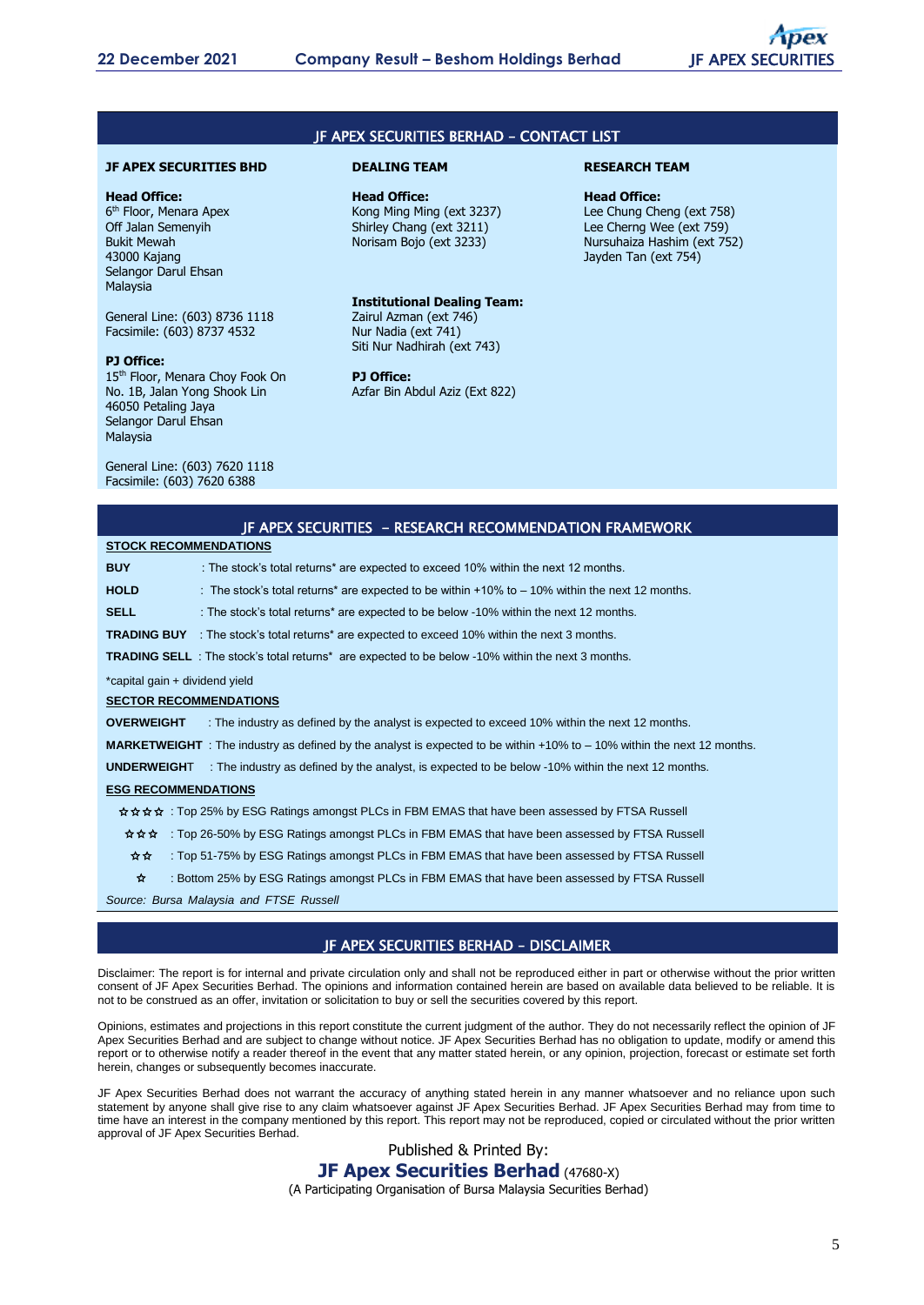## JF APEX SECURITIES BERHAD – CONTACT LIST

**JF APEX SECURITIES BHD**

**Head Office:**
6th Floor, Menara Apex
Off Jalan Semenyih
Bukit Mewah
43000 Kajang
Selangor Darul Ehsan
Malaysia

General Line: (603) 8736 1118
Facsimile: (603) 8737 4532

**PJ Office:**
15th Floor, Menara Choy Fook On
No. 1B, Jalan Yong Shook Lin
46050 Petaling Jaya
Selangor Darul Ehsan
Malaysia

General Line: (603) 7620 1118
Facsimile: (603) 7620 6388

**DEALING TEAM**

**Head Office:**
Kong Ming Ming (ext 3237)
Shirley Chang (ext 3211)
Norisam Bojo (ext 3233)

**Institutional Dealing Team:**
Zairul Azman (ext 746)
Nur Nadia (ext 741)
Siti Nur Nadhirah (ext 743)

**PJ Office:**
Azfar Bin Abdul Aziz (Ext 822)

**RESEARCH TEAM**

**Head Office:**
Lee Chung Cheng (ext 758)
Lee Cherng Wee (ext 759)
Nursuhaiza Hashim (ext 752)
Jayden Tan (ext 754)

## JF APEX SECURITIES – RESEARCH RECOMMENDATION FRAMEWORK

**STOCK RECOMMENDATIONS**

**BUY** : The stock's total returns* are expected to exceed 10% within the next 12 months.

**HOLD** : The stock's total returns* are expected to be within +10% to – 10% within the next 12 months.

**SELL** : The stock's total returns* are expected to be below -10% within the next 12 months.

**TRADING BUY** : The stock's total returns* are expected to exceed 10% within the next 3 months.

**TRADING SELL** : The stock's total returns* are expected to be below -10% within the next 3 months.

*capital gain + dividend yield

**SECTOR RECOMMENDATIONS**

**OVERWEIGHT** : The industry as defined by the analyst is expected to exceed 10% within the next 12 months.

**MARKETWEIGHT** : The industry as defined by the analyst is expected to be within +10% to – 10% within the next 12 months.

**UNDERWEIGHT** : The industry as defined by the analyst, is expected to be below -10% within the next 12 months.

**ESG RECOMMENDATIONS**

☆☆☆☆ : Top 25% by ESG Ratings amongst PLCs in FBM EMAS that have been assessed by FTSA Russell

☆☆☆ : Top 26-50% by ESG Ratings amongst PLCs in FBM EMAS that have been assessed by FTSA Russell

☆☆ : Top 51-75% by ESG Ratings amongst PLCs in FBM EMAS that have been assessed by FTSA Russell

☆ : Bottom 25% by ESG Ratings amongst PLCs in FBM EMAS that have been assessed by FTSA Russell

*Source: Bursa Malaysia and FTSE Russell*

## JF APEX SECURITIES BERHAD – DISCLAIMER

Disclaimer: The report is for internal and private circulation only and shall not be reproduced either in part or otherwise without the prior written consent of JF Apex Securities Berhad. The opinions and information contained herein are based on available data believed to be reliable. It is not to be construed as an offer, invitation or solicitation to buy or sell the securities covered by this report.

Opinions, estimates and projections in this report constitute the current judgment of the author. They do not necessarily reflect the opinion of JF Apex Securities Berhad and are subject to change without notice. JF Apex Securities Berhad has no obligation to update, modify or amend this report or to otherwise notify a reader thereof in the event that any matter stated herein, or any opinion, projection, forecast or estimate set forth herein, changes or subsequently becomes inaccurate.

JF Apex Securities Berhad does not warrant the accuracy of anything stated herein in any manner whatsoever and no reliance upon such statement by anyone shall give rise to any claim whatsoever against JF Apex Securities Berhad. JF Apex Securities Berhad may from time to time have an interest in the company mentioned by this report. This report may not be reproduced, copied or circulated without the prior written approval of JF Apex Securities Berhad.

Published & Printed By:

**JF Apex Securities Berhad** (47680-X)

(A Participating Organisation of Bursa Malaysia Securities Berhad)